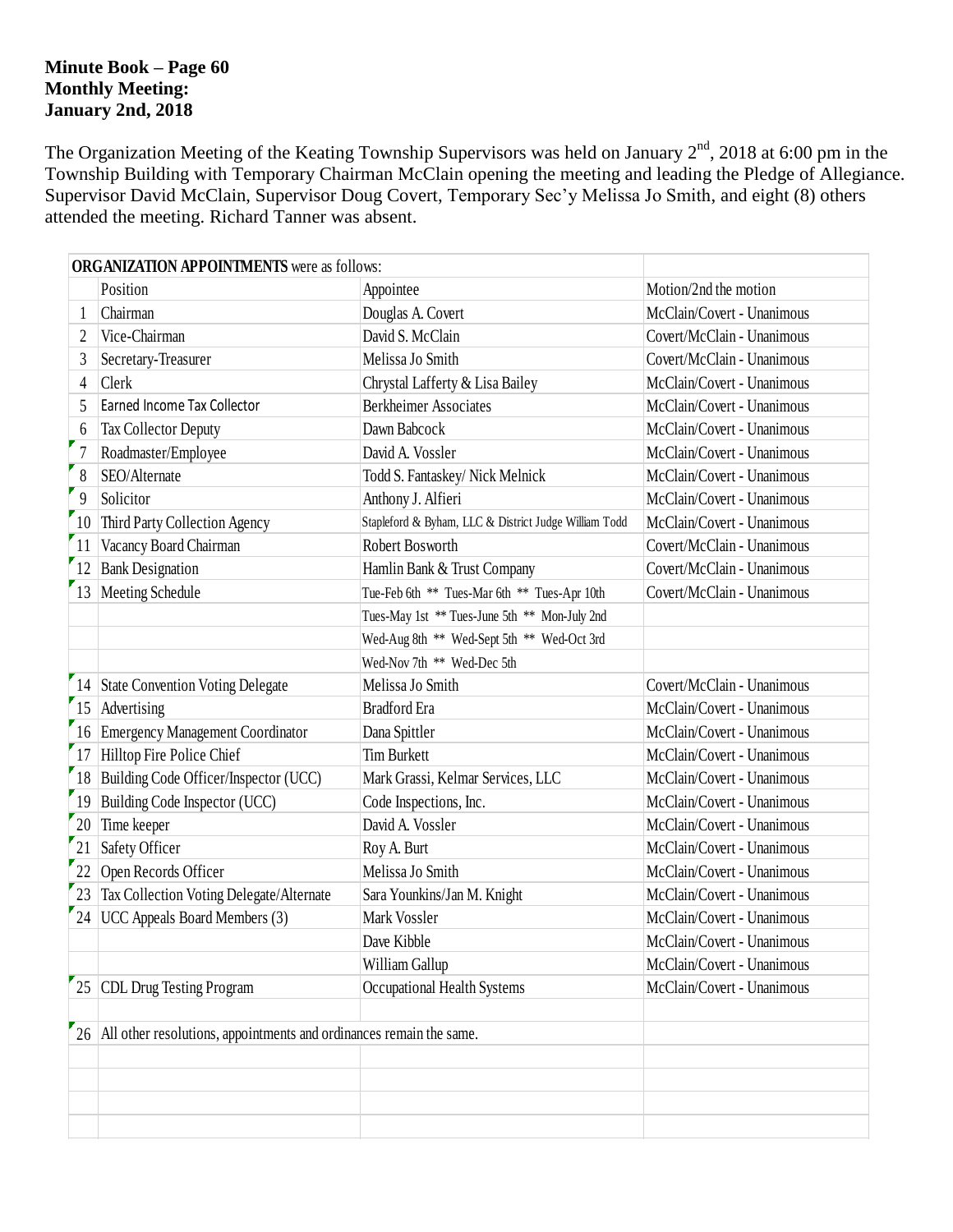**Minute Book – Page 60**
**Monthly Meeting:**
**January 2nd, 2018**

The Organization Meeting of the Keating Township Supervisors was held on January 2nd, 2018 at 6:00 pm in the Township Building with Temporary Chairman McClain opening the meeting and leading the Pledge of Allegiance. Supervisor David McClain, Supervisor Doug Covert, Temporary Sec'y Melissa Jo Smith, and eight (8) others attended the meeting. Richard Tanner was absent.

| **ORGANIZATION APPOINTMENTS** were as follows: | | | |
|---|---|---|---|
| | Position | Appointee | Motion/2nd the motion |
| 1 | Chairman | Douglas A. Covert | McClain/Covert - Unanimous |
| 2 | Vice-Chairman | David S. McClain | Covert/McClain - Unanimous |
| 3 | Secretary-Treasurer | Melissa Jo Smith | Covert/McClain - Unanimous |
| 4 | Clerk | Chrystal Lafferty & Lisa Bailey | McClain/Covert - Unanimous |
| 5 | Earned Income Tax Collector | Berkheimer Associates | McClain/Covert - Unanimous |
| 6 | Tax Collector Deputy | Dawn Babcock | McClain/Covert - Unanimous |
| 7 | Roadmaster/Employee | David A. Vossler | McClain/Covert - Unanimous |
| 8 | SEO/Alternate | Todd S. Fantaskey/ Nick Melnick | McClain/Covert - Unanimous |
| 9 | Solicitor | Anthony J. Alfieri | McClain/Covert - Unanimous |
| 10 | Third Party Collection Agency | Stapleford & Byham, LLC & District Judge William Todd | McClain/Covert - Unanimous |
| 11 | Vacancy Board Chairman | Robert Bosworth | Covert/McClain - Unanimous |
| 12 | Bank Designation | Hamlin Bank & Trust Company | Covert/McClain - Unanimous |
| 13 | Meeting Schedule | Tue-Feb 6th ** Tues-Mar 6th ** Tues-Apr 10th | Covert/McClain - Unanimous |
| | | Tues-May 1st ** Tues-June 5th ** Mon-July 2nd | |
| | | Wed-Aug 8th ** Wed-Sept 5th ** Wed-Oct 3rd | |
| | | Wed-Nov 7th ** Wed-Dec 5th | |
| 14 | State Convention Voting Delegate | Melissa Jo Smith | Covert/McClain - Unanimous |
| 15 | Advertising | Bradford Era | McClain/Covert - Unanimous |
| 16 | Emergency Management Coordinator | Dana Spittler | McClain/Covert - Unanimous |
| 17 | Hilltop Fire Police Chief | Tim Burkett | McClain/Covert - Unanimous |
| 18 | Building Code Officer/Inspector (UCC) | Mark Grassi, Kelmar Services, LLC | McClain/Covert - Unanimous |
| 19 | Building Code Inspector (UCC) | Code Inspections, Inc. | McClain/Covert - Unanimous |
| 20 | Time keeper | David A. Vossler | McClain/Covert - Unanimous |
| 21 | Safety Officer | Roy A. Burt | McClain/Covert - Unanimous |
| 22 | Open Records Officer | Melissa Jo Smith | McClain/Covert - Unanimous |
| 23 | Tax Collection Voting Delegate/Alternate | Sara Younkins/Jan M. Knight | McClain/Covert - Unanimous |
| 24 | UCC Appeals Board Members (3) | Mark Vossler | McClain/Covert - Unanimous |
| | | Dave Kibble | McClain/Covert - Unanimous |
| | | William Gallup | McClain/Covert - Unanimous |
| 25 | CDL Drug Testing Program | Occupational Health Systems | McClain/Covert - Unanimous |
| | | | |
| 26 | All other resolutions, appointments and ordinances remain the same. | | |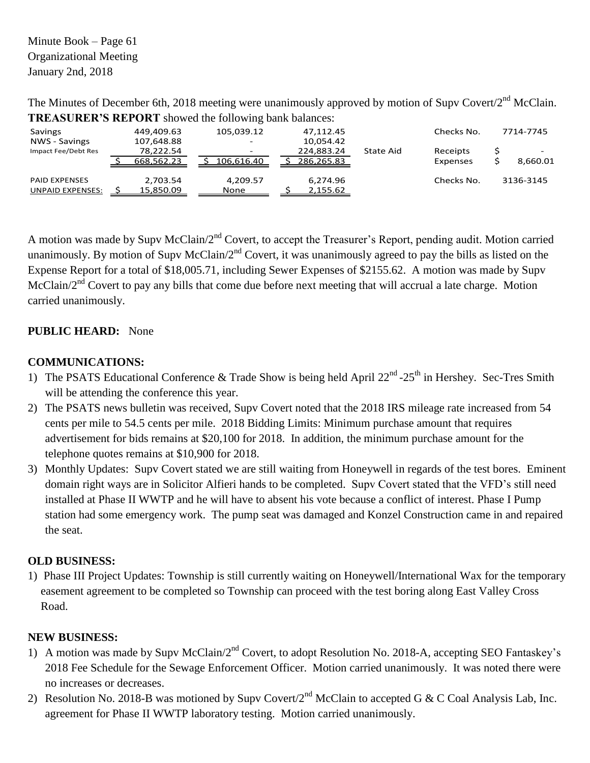Minute Book – Page 61
Organizational Meeting
January 2nd, 2018

The Minutes of December 6th, 2018 meeting were unanimously approved by motion of Supv Covert/2nd McClain.

**TREASURER'S REPORT** showed the following bank balances:

| | | | | | | |
|---|---|---|---|---|---|---|
| Savings | 449,409.63 | 105,039.12 | 47,112.45 | | Checks No. | 7714-7745 |
| NWS - Savings | 107,648.88 | - | 10,054.42 | | | |
| Impact Fee/Debt Res | 78,222.54 | - | 224,883.24 | State Aid | Receipts | $ - |
| | $ 668,562.23 | $ 106,616.40 | $ 286,265.83 | | Expenses | $ 8,660.01 |
| PAID EXPENSES | 2,703.54 | 4,209.57 | 6,274.96 | | Checks No. | 3136-3145 |
| UNPAID EXPENSES: | $ 15,850.09 | None | $ 2,155.62 | | | |

A motion was made by Supv McClain/2nd Covert, to accept the Treasurer's Report, pending audit. Motion carried unanimously. By motion of Supv McClain/2nd Covert, it was unanimously agreed to pay the bills as listed on the Expense Report for a total of $18,005.71, including Sewer Expenses of $2155.62. A motion was made by Supv McClain/2nd Covert to pay any bills that come due before next meeting that will accrual a late charge. Motion carried unanimously.

**PUBLIC HEARD:** None

**COMMUNICATIONS:**

1) The PSATS Educational Conference & Trade Show is being held April 22nd -25th in Hershey. Sec-Tres Smith will be attending the conference this year.
2) The PSATS news bulletin was received, Supv Covert noted that the 2018 IRS mileage rate increased from 54 cents per mile to 54.5 cents per mile. 2018 Bidding Limits: Minimum purchase amount that requires advertisement for bids remains at $20,100 for 2018. In addition, the minimum purchase amount for the telephone quotes remains at $10,900 for 2018.
3) Monthly Updates: Supv Covert stated we are still waiting from Honeywell in regards of the test bores. Eminent domain right ways are in Solicitor Alfieri hands to be completed. Supv Covert stated that the VFD's still need installed at Phase II WWTP and he will have to absent his vote because a conflict of interest. Phase I Pump station had some emergency work. The pump seat was damaged and Konzel Construction came in and repaired the seat.

**OLD BUSINESS:**

1) Phase III Project Updates: Township is still currently waiting on Honeywell/International Wax for the temporary easement agreement to be completed so Township can proceed with the test boring along East Valley Cross Road.

**NEW BUSINESS:**

1) A motion was made by Supv McClain/2nd Covert, to adopt Resolution No. 2018-A, accepting SEO Fantaskey's 2018 Fee Schedule for the Sewage Enforcement Officer. Motion carried unanimously. It was noted there were no increases or decreases.
2) Resolution No. 2018-B was motioned by Supv Covert/2nd McClain to accepted G & C Coal Analysis Lab, Inc. agreement for Phase II WWTP laboratory testing. Motion carried unanimously.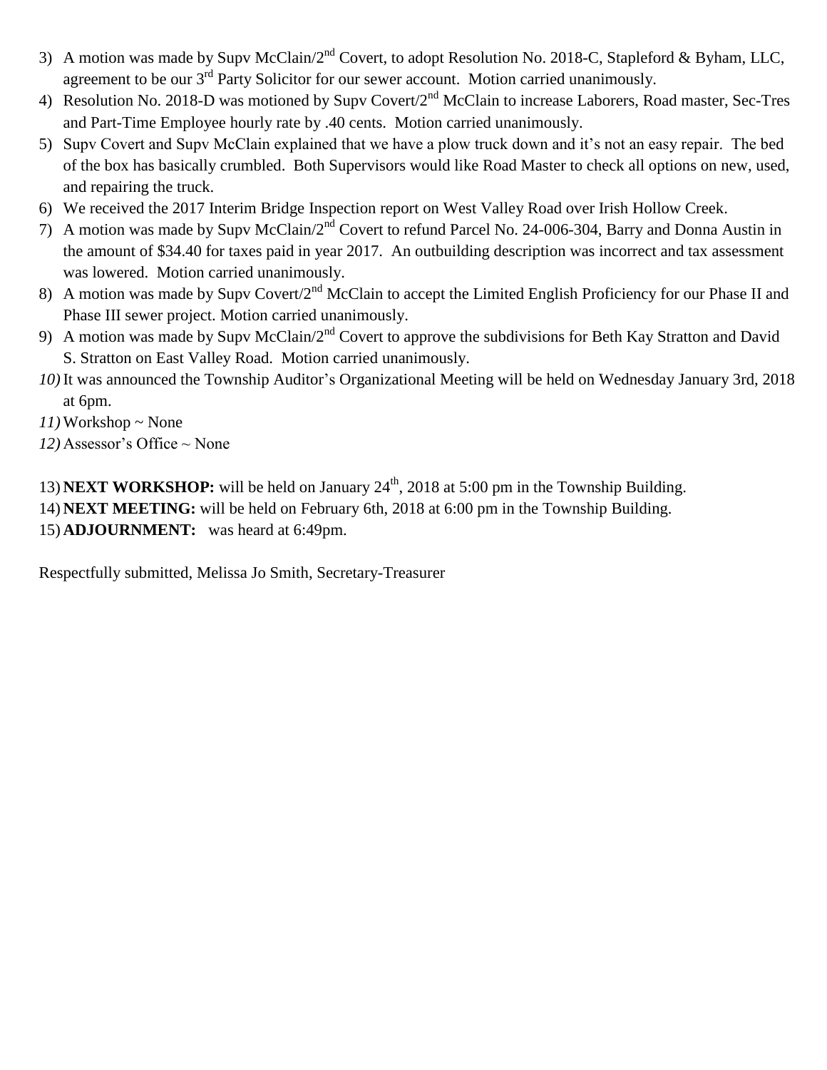3) A motion was made by Supv McClain/2nd Covert, to adopt Resolution No. 2018-C, Stapleford & Byham, LLC, agreement to be our 3rd Party Solicitor for our sewer account. Motion carried unanimously.
4) Resolution No. 2018-D was motioned by Supv Covert/2nd McClain to increase Laborers, Road master, Sec-Tres and Part-Time Employee hourly rate by .40 cents. Motion carried unanimously.
5) Supv Covert and Supv McClain explained that we have a plow truck down and it's not an easy repair. The bed of the box has basically crumbled. Both Supervisors would like Road Master to check all options on new, used, and repairing the truck.
6) We received the 2017 Interim Bridge Inspection report on West Valley Road over Irish Hollow Creek.
7) A motion was made by Supv McClain/2nd Covert to refund Parcel No. 24-006-304, Barry and Donna Austin in the amount of $34.40 for taxes paid in year 2017. An outbuilding description was incorrect and tax assessment was lowered. Motion carried unanimously.
8) A motion was made by Supv Covert/2nd McClain to accept the Limited English Proficiency for our Phase II and Phase III sewer project. Motion carried unanimously.
9) A motion was made by Supv McClain/2nd Covert to approve the subdivisions for Beth Kay Stratton and David S. Stratton on East Valley Road. Motion carried unanimously.
10) It was announced the Township Auditor's Organizational Meeting will be held on Wednesday January 3rd, 2018 at 6pm.
11) Workshop ~ None
12) Assessor's Office ~ None

13) **NEXT WORKSHOP:** will be held on January 24th, 2018 at 5:00 pm in the Township Building.
14) **NEXT MEETING:** will be held on February 6th, 2018 at 6:00 pm in the Township Building.
15) **ADJOURNMENT:** was heard at 6:49pm.

Respectfully submitted, Melissa Jo Smith, Secretary-Treasurer